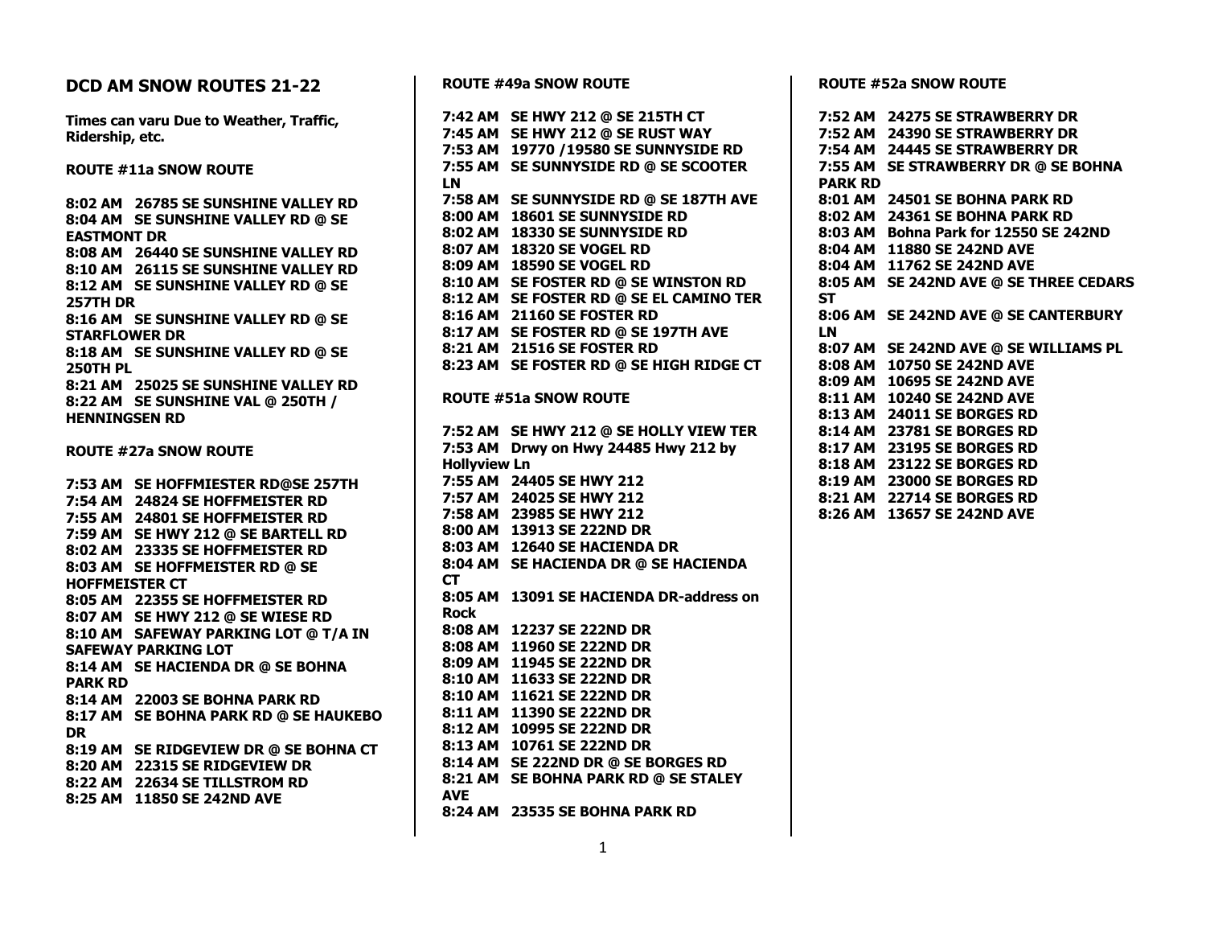## DCD AM SNOW ROUTES 21-22

**Times can varu Due to Weather, Traffic, Ridership, etc.**

### ROUTE #11a SNOW ROUTE

**8:02 AM 26785 SE SUNSHINE VALLEY RD**
**8:04 AM SE SUNSHINE VALLEY RD @ SE EASTMONT DR**
**8:08 AM 26440 SE SUNSHINE VALLEY RD**
**8:10 AM 26115 SE SUNSHINE VALLEY RD**
**8:12 AM SE SUNSHINE VALLEY RD @ SE 257TH DR**
**8:16 AM SE SUNSHINE VALLEY RD @ SE STARFLOWER DR**
**8:18 AM SE SUNSHINE VALLEY RD @ SE 250TH PL**
**8:21 AM 25025 SE SUNSHINE VALLEY RD**
**8:22 AM SE SUNSHINE VAL @ 250TH / HENNINGSEN RD**

### ROUTE #27a SNOW ROUTE

**7:53 AM SE HOFFMIESTER RD@SE 257TH**
**7:54 AM 24824 SE HOFFMEISTER RD**
**7:55 AM 24801 SE HOFFMEISTER RD**
**7:59 AM SE HWY 212 @ SE BARTELL RD**
**8:02 AM 23335 SE HOFFMEISTER RD**
**8:03 AM SE HOFFMEISTER RD @ SE HOFFMEISTER CT**
**8:05 AM 22355 SE HOFFMEISTER RD**
**8:07 AM SE HWY 212 @ SE WIESE RD**
**8:10 AM SAFEWAY PARKING LOT @ T/A IN SAFEWAY PARKING LOT**
**8:14 AM SE HACIENDA DR @ SE BOHNA PARK RD**
**8:14 AM 22003 SE BOHNA PARK RD**
**8:17 AM SE BOHNA PARK RD @ SE HAUKEBO DR**
**8:19 AM SE RIDGEVIEW DR @ SE BOHNA CT**
**8:20 AM 22315 SE RIDGEVIEW DR**
**8:22 AM 22634 SE TILLSTROM RD**
**8:25 AM 11850 SE 242ND AVE**

### ROUTE #49a SNOW ROUTE

**7:42 AM SE HWY 212 @ SE 215TH CT**
**7:45 AM SE HWY 212 @ SE RUST WAY**
**7:53 AM 19770 /19580 SE SUNNYSIDE RD**
**7:55 AM SE SUNNYSIDE RD @ SE SCOOTER LN**
**7:58 AM SE SUNNYSIDE RD @ SE 187TH AVE**
**8:00 AM 18601 SE SUNNYSIDE RD**
**8:02 AM 18330 SE SUNNYSIDE RD**
**8:07 AM 18320 SE VOGEL RD**
**8:09 AM 18590 SE VOGEL RD**
**8:10 AM SE FOSTER RD @ SE WINSTON RD**
**8:12 AM SE FOSTER RD @ SE EL CAMINO TER**
**8:16 AM 21160 SE FOSTER RD**
**8:17 AM SE FOSTER RD @ SE 197TH AVE**
**8:21 AM 21516 SE FOSTER RD**
**8:23 AM SE FOSTER RD @ SE HIGH RIDGE CT**

### ROUTE #51a SNOW ROUTE

**7:52 AM SE HWY 212 @ SE HOLLY VIEW TER**
**7:53 AM Drwy on Hwy 24485 Hwy 212 by Hollyview Ln**
**7:55 AM 24405 SE HWY 212**
**7:57 AM 24025 SE HWY 212**
**7:58 AM 23985 SE HWY 212**
**8:00 AM 13913 SE 222ND DR**
**8:03 AM 12640 SE HACIENDA DR**
**8:04 AM SE HACIENDA DR @ SE HACIENDA CT**
**8:05 AM 13091 SE HACIENDA DR-address on Rock**
**8:08 AM 12237 SE 222ND DR**
**8:08 AM 11960 SE 222ND DR**
**8:09 AM 11945 SE 222ND DR**
**8:10 AM 11633 SE 222ND DR**
**8:10 AM 11621 SE 222ND DR**
**8:11 AM 11390 SE 222ND DR**
**8:12 AM 10995 SE 222ND DR**
**8:13 AM 10761 SE 222ND DR**
**8:14 AM SE 222ND DR @ SE BORGES RD**
**8:21 AM SE BOHNA PARK RD @ SE STALEY AVE**
**8:24 AM 23535 SE BOHNA PARK RD**

### ROUTE #52a SNOW ROUTE

**7:52 AM 24275 SE STRAWBERRY DR**
**7:52 AM 24390 SE STRAWBERRY DR**
**7:54 AM 24445 SE STRAWBERRY DR**
**7:55 AM SE STRAWBERRY DR @ SE BOHNA PARK RD**
**8:01 AM 24501 SE BOHNA PARK RD**
**8:02 AM 24361 SE BOHNA PARK RD**
**8:03 AM Bohna Park for 12550 SE 242ND**
**8:04 AM 11880 SE 242ND AVE**
**8:04 AM 11762 SE 242ND AVE**
**8:05 AM SE 242ND AVE @ SE THREE CEDARS ST**
**8:06 AM SE 242ND AVE @ SE CANTERBURY LN**
**8:07 AM SE 242ND AVE @ SE WILLIAMS PL**
**8:08 AM 10750 SE 242ND AVE**
**8:09 AM 10695 SE 242ND AVE**
**8:11 AM 10240 SE 242ND AVE**
**8:13 AM 24011 SE BORGES RD**
**8:14 AM 23781 SE BORGES RD**
**8:17 AM 23195 SE BORGES RD**
**8:18 AM 23122 SE BORGES RD**
**8:19 AM 23000 SE BORGES RD**
**8:21 AM 22714 SE BORGES RD**
**8:26 AM 13657 SE 242ND AVE**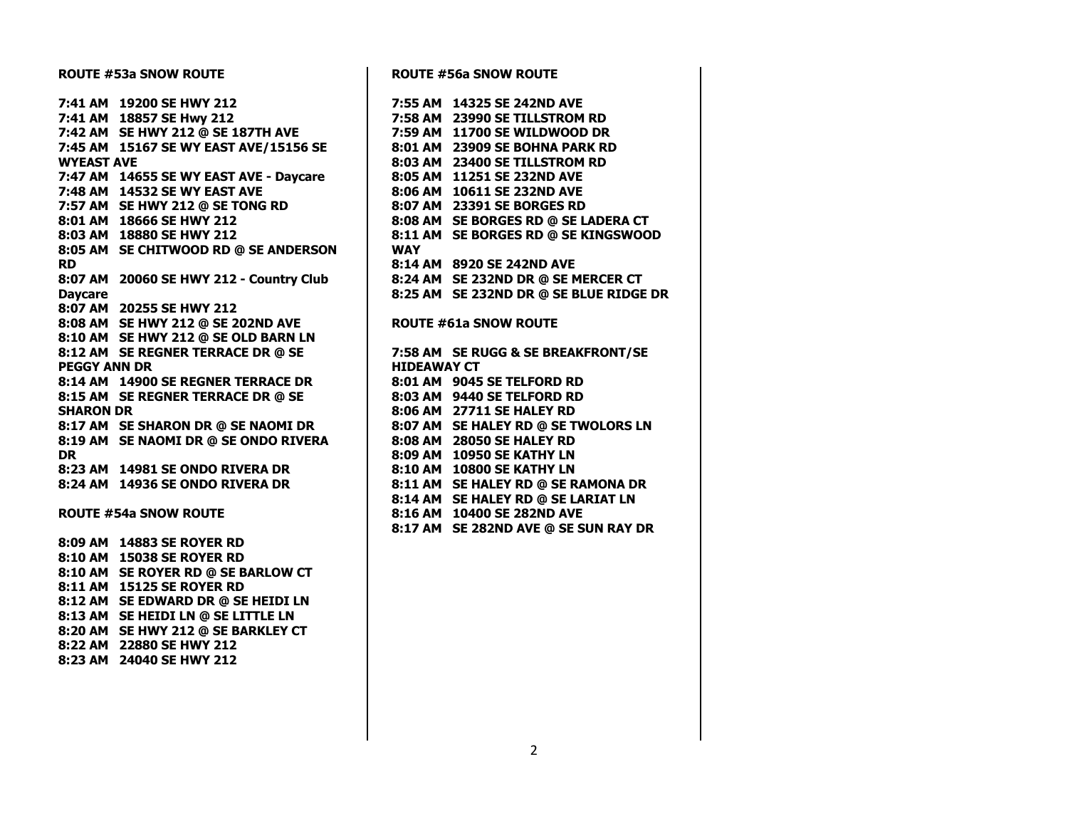**ROUTE #53a SNOW ROUTE**

**7:41 AM 19200 SE HWY 212**
**7:41 AM 18857 SE Hwy 212**
**7:42 AM SE HWY 212 @ SE 187TH AVE**
**7:45 AM 15167 SE WY EAST AVE/15156 SE WYEAST AVE**
**7:47 AM 14655 SE WY EAST AVE - Daycare**
**7:48 AM 14532 SE WY EAST AVE**
**7:57 AM SE HWY 212 @ SE TONG RD**
**8:01 AM 18666 SE HWY 212**
**8:03 AM 18880 SE HWY 212**
**8:05 AM SE CHITWOOD RD @ SE ANDERSON RD**
**8:07 AM 20060 SE HWY 212 - Country Club Daycare**
**8:07 AM 20255 SE HWY 212**
**8:08 AM SE HWY 212 @ SE 202ND AVE**
**8:10 AM SE HWY 212 @ SE OLD BARN LN**
**8:12 AM SE REGNER TERRACE DR @ SE PEGGY ANN DR**
**8:14 AM 14900 SE REGNER TERRACE DR**
**8:15 AM SE REGNER TERRACE DR @ SE SHARON DR**
**8:17 AM SE SHARON DR @ SE NAOMI DR**
**8:19 AM SE NAOMI DR @ SE ONDO RIVERA DR**
**8:23 AM 14981 SE ONDO RIVERA DR**
**8:24 AM 14936 SE ONDO RIVERA DR**

**ROUTE #54a SNOW ROUTE**

**8:09 AM 14883 SE ROYER RD**
**8:10 AM 15038 SE ROYER RD**
**8:10 AM SE ROYER RD @ SE BARLOW CT**
**8:11 AM 15125 SE ROYER RD**
**8:12 AM SE EDWARD DR @ SE HEIDI LN**
**8:13 AM SE HEIDI LN @ SE LITTLE LN**
**8:20 AM SE HWY 212 @ SE BARKLEY CT**
**8:22 AM 22880 SE HWY 212**
**8:23 AM 24040 SE HWY 212**

**ROUTE #56a SNOW ROUTE**

**7:55 AM 14325 SE 242ND AVE**
**7:58 AM 23990 SE TILLSTROM RD**
**7:59 AM 11700 SE WILDWOOD DR**
**8:01 AM 23909 SE BOHNA PARK RD**
**8:03 AM 23400 SE TILLSTROM RD**
**8:05 AM 11251 SE 232ND AVE**
**8:06 AM 10611 SE 232ND AVE**
**8:07 AM 23391 SE BORGES RD**
**8:08 AM SE BORGES RD @ SE LADERA CT**
**8:11 AM SE BORGES RD @ SE KINGSWOOD WAY**
**8:14 AM 8920 SE 242ND AVE**
**8:24 AM SE 232ND DR @ SE MERCER CT**
**8:25 AM SE 232ND DR @ SE BLUE RIDGE DR**

**ROUTE #61a SNOW ROUTE**

**7:58 AM SE RUGG & SE BREAKFRONT/SE HIDEAWAY CT**
**8:01 AM 9045 SE TELFORD RD**
**8:03 AM 9440 SE TELFORD RD**
**8:06 AM 27711 SE HALEY RD**
**8:07 AM SE HALEY RD @ SE TWOLORS LN**
**8:08 AM 28050 SE HALEY RD**
**8:09 AM 10950 SE KATHY LN**
**8:10 AM 10800 SE KATHY LN**
**8:11 AM SE HALEY RD @ SE RAMONA DR**
**8:14 AM SE HALEY RD @ SE LARIAT LN**
**8:16 AM 10400 SE 282ND AVE**
**8:17 AM SE 282ND AVE @ SE SUN RAY DR**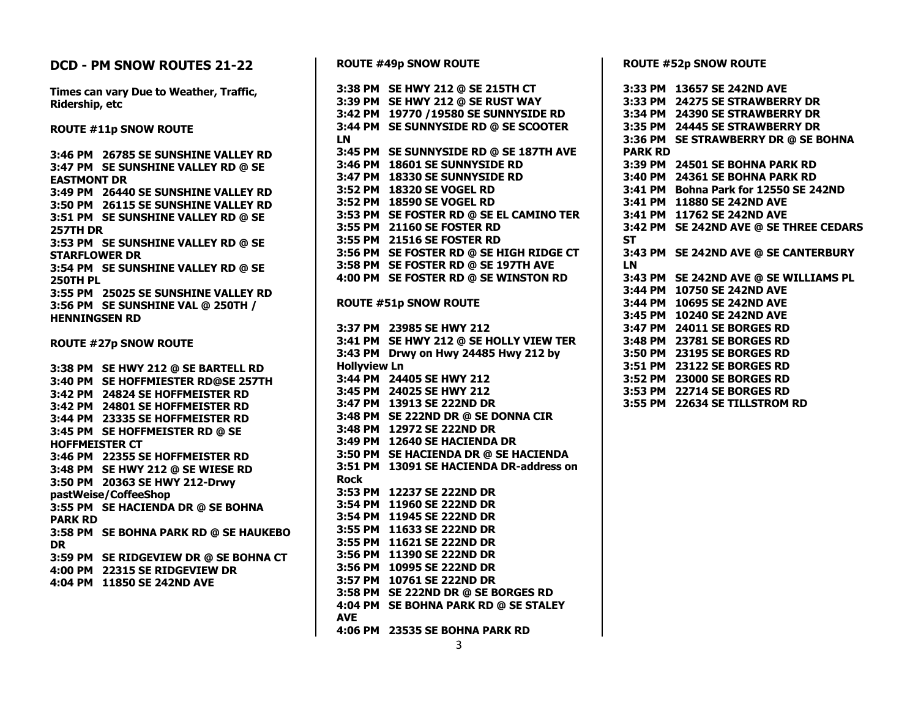## DCD - PM SNOW ROUTES 21-22

**Times can vary Due to Weather, Traffic, Ridership, etc**

### ROUTE #11p SNOW ROUTE

**3:46 PM 26785 SE SUNSHINE VALLEY RD**
**3:47 PM SE SUNSHINE VALLEY RD @ SE EASTMONT DR**
**3:49 PM 26440 SE SUNSHINE VALLEY RD**
**3:50 PM 26115 SE SUNSHINE VALLEY RD**
**3:51 PM SE SUNSHINE VALLEY RD @ SE 257TH DR**
**3:53 PM SE SUNSHINE VALLEY RD @ SE STARFLOWER DR**
**3:54 PM SE SUNSHINE VALLEY RD @ SE 250TH PL**
**3:55 PM 25025 SE SUNSHINE VALLEY RD**
**3:56 PM SE SUNSHINE VAL @ 250TH / HENNINGSEN RD**

### ROUTE #27p SNOW ROUTE

**3:38 PM SE HWY 212 @ SE BARTELL RD**
**3:40 PM SE HOFFMIESTER RD@SE 257TH**
**3:42 PM 24824 SE HOFFMEISTER RD**
**3:42 PM 24801 SE HOFFMEISTER RD**
**3:44 PM 23335 SE HOFFMEISTER RD**
**3:45 PM SE HOFFMEISTER RD @ SE HOFFMEISTER CT**
**3:46 PM 22355 SE HOFFMEISTER RD**
**3:48 PM SE HWY 212 @ SE WIESE RD**
**3:50 PM 20363 SE HWY 212-Drwy pastWeise/CoffeeShop**
**3:55 PM SE HACIENDA DR @ SE BOHNA PARK RD**
**3:58 PM SE BOHNA PARK RD @ SE HAUKEBO DR**
**3:59 PM SE RIDGEVIEW DR @ SE BOHNA CT**
**4:00 PM 22315 SE RIDGEVIEW DR**
**4:04 PM 11850 SE 242ND AVE**

### ROUTE #49p SNOW ROUTE

**3:38 PM SE HWY 212 @ SE 215TH CT**
**3:39 PM SE HWY 212 @ SE RUST WAY**
**3:42 PM 19770 /19580 SE SUNNYSIDE RD**
**3:44 PM SE SUNNYSIDE RD @ SE SCOOTER LN**
**3:45 PM SE SUNNYSIDE RD @ SE 187TH AVE**
**3:46 PM 18601 SE SUNNYSIDE RD**
**3:47 PM 18330 SE SUNNYSIDE RD**
**3:52 PM 18320 SE VOGEL RD**
**3:52 PM 18590 SE VOGEL RD**
**3:53 PM SE FOSTER RD @ SE EL CAMINO TER**
**3:55 PM 21160 SE FOSTER RD**
**3:55 PM 21516 SE FOSTER RD**
**3:56 PM SE FOSTER RD @ SE HIGH RIDGE CT**
**3:58 PM SE FOSTER RD @ SE 197TH AVE**
**4:00 PM SE FOSTER RD @ SE WINSTON RD**

### ROUTE #51p SNOW ROUTE

**3:37 PM 23985 SE HWY 212**
**3:41 PM SE HWY 212 @ SE HOLLY VIEW TER**
**3:43 PM Drwy on Hwy 24485 Hwy 212 by Hollyview Ln**
**3:44 PM 24405 SE HWY 212**
**3:45 PM 24025 SE HWY 212**
**3:47 PM 13913 SE 222ND DR**
**3:48 PM SE 222ND DR @ SE DONNA CIR**
**3:48 PM 12972 SE 222ND DR**
**3:49 PM 12640 SE HACIENDA DR**
**3:50 PM SE HACIENDA DR @ SE HACIENDA**
**3:51 PM 13091 SE HACIENDA DR-address on Rock**
**3:53 PM 12237 SE 222ND DR**
**3:54 PM 11960 SE 222ND DR**
**3:54 PM 11945 SE 222ND DR**
**3:55 PM 11633 SE 222ND DR**
**3:55 PM 11621 SE 222ND DR**
**3:56 PM 11390 SE 222ND DR**
**3:56 PM 10995 SE 222ND DR**
**3:57 PM 10761 SE 222ND DR**
**3:58 PM SE 222ND DR @ SE BORGES RD**
**4:04 PM SE BOHNA PARK RD @ SE STALEY AVE**
**4:06 PM 23535 SE BOHNA PARK RD**

### ROUTE #52p SNOW ROUTE

**3:33 PM 13657 SE 242ND AVE**
**3:33 PM 24275 SE STRAWBERRY DR**
**3:34 PM 24390 SE STRAWBERRY DR**
**3:35 PM 24445 SE STRAWBERRY DR**
**3:36 PM SE STRAWBERRY DR @ SE BOHNA PARK RD**
**3:39 PM 24501 SE BOHNA PARK RD**
**3:40 PM 24361 SE BOHNA PARK RD**
**3:41 PM Bohna Park for 12550 SE 242ND**
**3:41 PM 11880 SE 242ND AVE**
**3:41 PM 11762 SE 242ND AVE**
**3:42 PM SE 242ND AVE @ SE THREE CEDARS ST**
**3:43 PM SE 242ND AVE @ SE CANTERBURY LN**
**3:43 PM SE 242ND AVE @ SE WILLIAMS PL**
**3:44 PM 10750 SE 242ND AVE**
**3:44 PM 10695 SE 242ND AVE**
**3:45 PM 10240 SE 242ND AVE**
**3:47 PM 24011 SE BORGES RD**
**3:48 PM 23781 SE BORGES RD**
**3:50 PM 23195 SE BORGES RD**
**3:51 PM 23122 SE BORGES RD**
**3:52 PM 23000 SE BORGES RD**
**3:53 PM 22714 SE BORGES RD**
**3:55 PM 22634 SE TILLSTROM RD**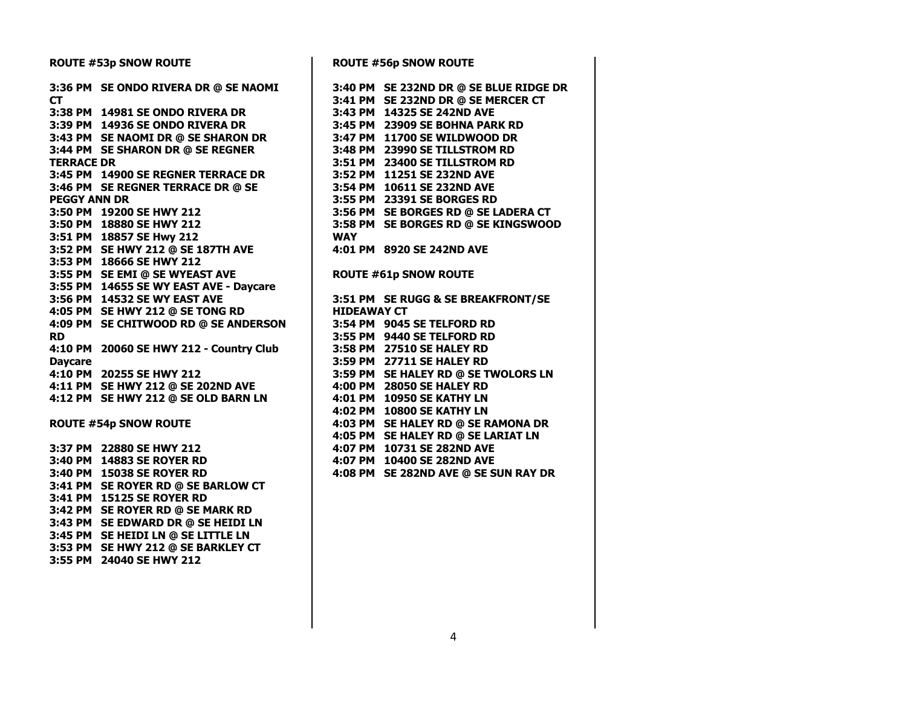**ROUTE #53p SNOW ROUTE**

**3:36 PM SE ONDO RIVERA DR @ SE NAOMI CT**
**3:38 PM 14981 SE ONDO RIVERA DR**
**3:39 PM 14936 SE ONDO RIVERA DR**
**3:43 PM SE NAOMI DR @ SE SHARON DR**
**3:44 PM SE SHARON DR @ SE REGNER TERRACE DR**
**3:45 PM 14900 SE REGNER TERRACE DR**
**3:46 PM SE REGNER TERRACE DR @ SE PEGGY ANN DR**
**3:50 PM 19200 SE HWY 212**
**3:50 PM 18880 SE HWY 212**
**3:51 PM 18857 SE Hwy 212**
**3:52 PM SE HWY 212 @ SE 187TH AVE**
**3:53 PM 18666 SE HWY 212**
**3:55 PM SE EMI @ SE WYEAST AVE**
**3:55 PM 14655 SE WY EAST AVE - Daycare**
**3:56 PM 14532 SE WY EAST AVE**
**4:05 PM SE HWY 212 @ SE TONG RD**
**4:09 PM SE CHITWOOD RD @ SE ANDERSON RD**
**4:10 PM 20060 SE HWY 212 - Country Club Daycare**
**4:10 PM 20255 SE HWY 212**
**4:11 PM SE HWY 212 @ SE 202ND AVE**
**4:12 PM SE HWY 212 @ SE OLD BARN LN**

**ROUTE #54p SNOW ROUTE**

**3:37 PM 22880 SE HWY 212**
**3:40 PM 14883 SE ROYER RD**
**3:40 PM 15038 SE ROYER RD**
**3:41 PM SE ROYER RD @ SE BARLOW CT**
**3:41 PM 15125 SE ROYER RD**
**3:42 PM SE ROYER RD @ SE MARK RD**
**3:43 PM SE EDWARD DR @ SE HEIDI LN**
**3:45 PM SE HEIDI LN @ SE LITTLE LN**
**3:53 PM SE HWY 212 @ SE BARKLEY CT**
**3:55 PM 24040 SE HWY 212**

**ROUTE #56p SNOW ROUTE**

**3:40 PM SE 232ND DR @ SE BLUE RIDGE DR**
**3:41 PM SE 232ND DR @ SE MERCER CT**
**3:43 PM 14325 SE 242ND AVE**
**3:45 PM 23909 SE BOHNA PARK RD**
**3:47 PM 11700 SE WILDWOOD DR**
**3:48 PM 23990 SE TILLSTROM RD**
**3:51 PM 23400 SE TILLSTROM RD**
**3:52 PM 11251 SE 232ND AVE**
**3:54 PM 10611 SE 232ND AVE**
**3:55 PM 23391 SE BORGES RD**
**3:56 PM SE BORGES RD @ SE LADERA CT**
**3:58 PM SE BORGES RD @ SE KINGSWOOD WAY**
**4:01 PM 8920 SE 242ND AVE**

**ROUTE #61p SNOW ROUTE**

**3:51 PM SE RUGG & SE BREAKFRONT/SE HIDEAWAY CT**
**3:54 PM 9045 SE TELFORD RD**
**3:55 PM 9440 SE TELFORD RD**
**3:58 PM 27510 SE HALEY RD**
**3:59 PM 27711 SE HALEY RD**
**3:59 PM SE HALEY RD @ SE TWOLORS LN**
**4:00 PM 28050 SE HALEY RD**
**4:01 PM 10950 SE KATHY LN**
**4:02 PM 10800 SE KATHY LN**
**4:03 PM SE HALEY RD @ SE RAMONA DR**
**4:05 PM SE HALEY RD @ SE LARIAT LN**
**4:07 PM 10731 SE 282ND AVE**
**4:07 PM 10400 SE 282ND AVE**
**4:08 PM SE 282ND AVE @ SE SUN RAY DR**